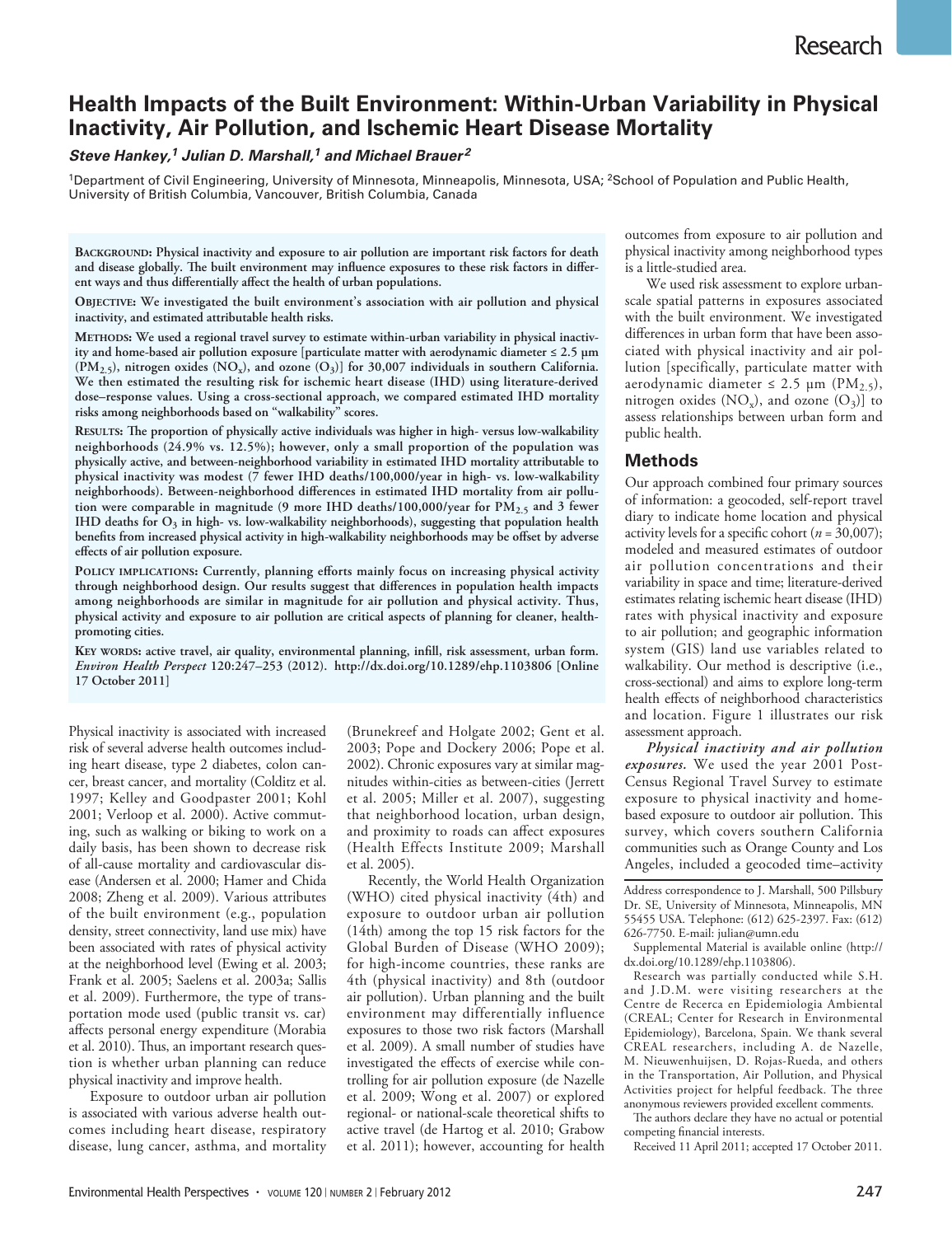# Health Impacts of the Built Environment: Within-Urban Variability in Physical Inactivity, Air Pollution, and Ischemic Heart Disease Mortality

***Steve Hankey,[1] Julian D. Marshall,[1] and Michael Brauer[2]***

[1]Department of Civil Engineering, University of Minnesota, Minneapolis, Minnesota, USA; [2]School of Population and Public Health, University of British Columbia, Vancouver, British Columbia, Canada

**Background:** Physical inactivity and exposure to air pollution are important risk factors for death and disease globally. The built environment may influence exposures to these risk factors in different ways and thus differentially affect the health of urban populations.

**Objective:** We investigated the built environment's association with air pollution and physical inactivity, and estimated attributable health risks.

**Methods:** We used a regional travel survey to estimate within-urban variability in physical inactivity and home-based air pollution exposure [particulate matter with aerodynamic diameter ≤ 2.5 μm ($PM_{2.5}$), nitrogen oxides ($NO_x$), and ozone ($O_3$)] for 30,007 individuals in southern California. We then estimated the resulting risk for ischemic heart disease (IHD) using literature-derived dose–response values. Using a cross-sectional approach, we compared estimated IHD mortality risks among neighborhoods based on "walkability" scores.

**Results:** The proportion of physically active individuals was higher in high- versus low-walkability neighborhoods (24.9% vs. 12.5%); however, only a small proportion of the population was physically active, and between-neighborhood variability in estimated IHD mortality attributable to physical inactivity was modest (7 fewer IHD deaths/100,000/year in high- vs. low-walkability neighborhoods). Between-neighborhood differences in estimated IHD mortality from air pollution were comparable in magnitude (9 more IHD deaths/100,000/year for $PM_{2.5}$ and 3 fewer IHD deaths for $O_3$ in high- vs. low-walkability neighborhoods), suggesting that population health benefits from increased physical activity in high-walkability neighborhoods may be offset by adverse effects of air pollution exposure.

**Policy implications:** Currently, planning efforts mainly focus on increasing physical activity through neighborhood design. Our results suggest that differences in population health impacts among neighborhoods are similar in magnitude for air pollution and physical activity. Thus, physical activity and exposure to air pollution are critical aspects of planning for cleaner, health-promoting cities.

**Key words:** active travel, air quality, environmental planning, infill, risk assessment, urban form. *Environ Health Perspect* 120:247–253 (2012). http://dx.doi.org/10.1289/ehp.1103806 [Online 17 October 2011]

Physical inactivity is associated with increased risk of several adverse health outcomes including heart disease, type 2 diabetes, colon cancer, breast cancer, and mortality (Colditz et al. 1997; Kelley and Goodpaster 2001; Kohl 2001; Verloop et al. 2000). Active commuting, such as walking or biking to work on a daily basis, has been shown to decrease risk of all-cause mortality and cardiovascular disease (Andersen et al. 2000; Hamer and Chida 2008; Zheng et al. 2009). Various attributes of the built environment (e.g., population density, street connectivity, land use mix) have been associated with rates of physical activity at the neighborhood level (Ewing et al. 2003; Frank et al. 2005; Saelens et al. 2003a; Sallis et al. 2009). Furthermore, the type of transportation mode used (public transit vs. car) affects personal energy expenditure (Morabia et al. 2010). Thus, an important research question is whether urban planning can reduce physical inactivity and improve health.

Exposure to outdoor urban air pollution is associated with various adverse health outcomes including heart disease, respiratory disease, lung cancer, asthma, and mortality (Brunekreef and Holgate 2002; Gent et al. 2003; Pope and Dockery 2006; Pope et al. 2002). Chronic exposures vary at similar magnitudes within-cities as between-cities (Jerrett et al. 2005; Miller et al. 2007), suggesting that neighborhood location, urban design, and proximity to roads can affect exposures (Health Effects Institute 2009; Marshall et al. 2005).

Recently, the World Health Organization (WHO) cited physical inactivity (4th) and exposure to outdoor urban air pollution (14th) among the top 15 risk factors for the Global Burden of Disease (WHO 2009); for high-income countries, these ranks are 4th (physical inactivity) and 8th (outdoor air pollution). Urban planning and the built environment may differentially influence exposures to those two risk factors (Marshall et al. 2009). A small number of studies have investigated the effects of exercise while controlling for air pollution exposure (de Nazelle et al. 2009; Wong et al. 2007) or explored regional- or national-scale theoretical shifts to active travel (de Hartog et al. 2010; Grabow et al. 2011); however, accounting for health outcomes from exposure to air pollution and physical inactivity among neighborhood types is a little-studied area.

We used risk assessment to explore urban-scale spatial patterns in exposures associated with the built environment. We investigated differences in urban form that have been associated with physical inactivity and air pollution [specifically, particulate matter with aerodynamic diameter ≤ 2.5 μm ($PM_{2.5}$), nitrogen oxides ($NO_x$), and ozone ($O_3$)] to assess relationships between urban form and public health.

## Methods

Our approach combined four primary sources of information: a geocoded, self-report travel diary to indicate home location and physical activity levels for a specific cohort ($n$ = 30,007); modeled and measured estimates of outdoor air pollution concentrations and their variability in space and time; literature-derived estimates relating ischemic heart disease (IHD) rates with physical inactivity and exposure to air pollution; and geographic information system (GIS) land use variables related to walkability. Our method is descriptive (i.e., cross-sectional) and aims to explore long-term health effects of neighborhood characteristics and location. Figure 1 illustrates our risk assessment approach.

***Physical inactivity and air pollution exposures.*** We used the year 2001 Post-Census Regional Travel Survey to estimate exposure to physical inactivity and home-based exposure to outdoor air pollution. This survey, which covers southern California communities such as Orange County and Los Angeles, included a geocoded time–activity

Address correspondence to J. Marshall, 500 Pillsbury Dr. SE, University of Minnesota, Minneapolis, MN 55455 USA. Telephone: (612) 625-2397. Fax: (612) 626-7750. E-mail: julian@umn.edu

Supplemental Material is available online (http://dx.doi.org/10.1289/ehp.1103806).

Research was partially conducted while S.H. and J.D.M. were visiting researchers at the Centre de Recerca en Epidemiologia Ambiental (CREAL; Center for Research in Environmental Epidemiology), Barcelona, Spain. We thank several CREAL researchers, including A. de Nazelle, M. Nieuwenhuijsen, D. Rojas-Rueda, and others in the Transportation, Air Pollution, and Physical Activities project for helpful feedback. The three anonymous reviewers provided excellent comments.

The authors declare they have no actual or potential competing financial interests.

Received 11 April 2011; accepted 17 October 2011.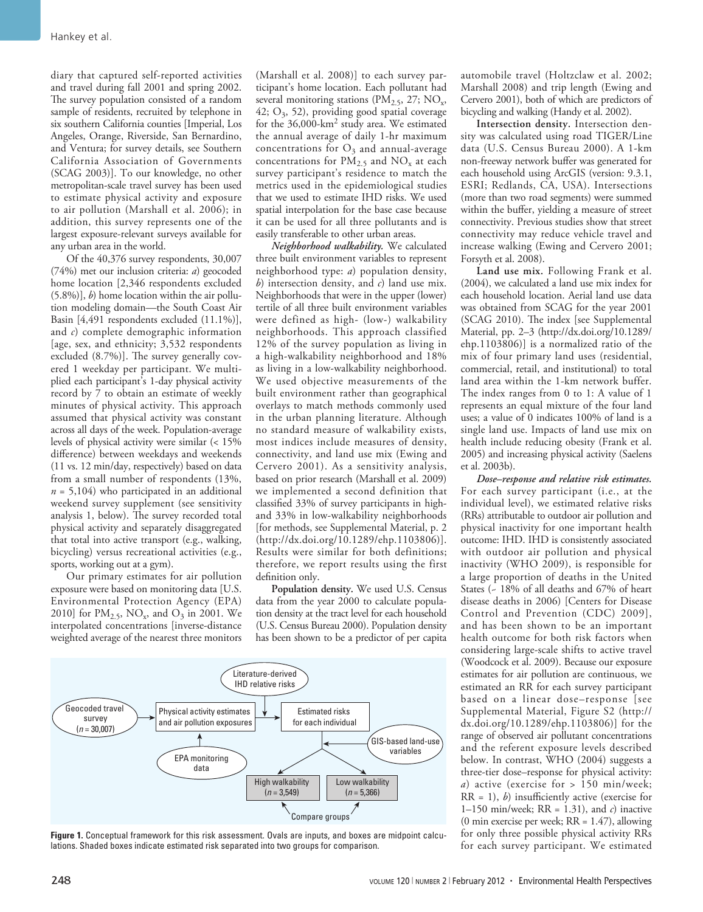diary that captured self-reported activities and travel during fall 2001 and spring 2002. The survey population consisted of a random sample of residents, recruited by telephone in six southern California counties [Imperial, Los Angeles, Orange, Riverside, San Bernardino, and Ventura; for survey details, see Southern California Association of Governments (SCAG 2003)]. To our knowledge, no other metropolitan-scale travel survey has been used to estimate physical activity and exposure to air pollution (Marshall et al. 2006); in addition, this survey represents one of the largest exposure-relevant surveys available for any urban area in the world.

Of the 40,376 survey respondents, 30,007 (74%) met our inclusion criteria: *a*) geocoded home location [2,346 respondents excluded (5.8%)], *b*) home location within the air pollution modeling domain—the South Coast Air Basin [4,491 respondents excluded (11.1%)], and *c*) complete demographic information [age, sex, and ethnicity; 3,532 respondents excluded (8.7%)]. The survey generally covered 1 weekday per participant. We multiplied each participant's 1-day physical activity record by 7 to obtain an estimate of weekly minutes of physical activity. This approach assumed that physical activity was constant across all days of the week. Population-average levels of physical activity were similar (< 15% difference) between weekdays and weekends (11 vs. 12 min/day, respectively) based on data from a small number of respondents (13%, $n$ = 5,104) who participated in an additional weekend survey supplement (see sensitivity analysis 1, below). The survey recorded total physical activity and separately disaggregated that total into active transport (e.g., walking, bicycling) versus recreational activities (e.g., sports, working out at a gym).

Our primary estimates for air pollution exposure were based on monitoring data [U.S. Environmental Protection Agency (EPA) 2010] for $PM_{2.5}$, $NO_x$, and $O_3$ in 2001. We interpolated concentrations [inverse-distance weighted average of the nearest three monitors (Marshall et al. 2008)] to each survey participant's home location. Each pollutant had several monitoring stations ($PM_{2.5}$, 27; $NO_x$, 42; $O_3$, 52), providing good spatial coverage for the 36,000-km$^2$ study area. We estimated the annual average of daily 1-hr maximum concentrations for $O_3$ and annual-average concentrations for $PM_{2.5}$ and $NO_x$ at each survey participant's residence to match the metrics used in the epidemiological studies that we used to estimate IHD risks. We used spatial interpolation for the base case because it can be used for all three pollutants and is easily transferable to other urban areas.

***Neighborhood walkability.*** We calculated three built environment variables to represent neighborhood type: *a*) population density, *b*) intersection density, and *c*) land use mix. Neighborhoods that were in the upper (lower) tertile of all three built environment variables were defined as high- (low-) walkability neighborhoods. This approach classified 12% of the survey population as living in a high-walkability neighborhood and 18% as living in a low-walkability neighborhood. We used objective measurements of the built environment rather than geographical overlays to match methods commonly used in the urban planning literature. Although no standard measure of walkability exists, most indices include measures of density, connectivity, and land use mix (Ewing and Cervero 2001). As a sensitivity analysis, based on prior research (Marshall et al. 2009) we implemented a second definition that classified 33% of survey participants in high- and 33% in low-walkability neighborhoods [for methods, see Supplemental Material, p. 2 (http://dx.doi.org/10.1289/ehp.1103806)]. Results were similar for both definitions; therefore, we report results using the first definition only.

**Population density.** We used U.S. Census data from the year 2000 to calculate population density at the tract level for each household (U.S. Census Bureau 2000). Population density has been shown to be a predictor of per capita automobile travel (Holtzclaw et al. 2002; Marshall 2008) and trip length (Ewing and Cervero 2001), both of which are predictors of bicycling and walking (Handy et al. 2002).

**Intersection density.** Intersection density was calculated using road TIGER/Line data (U.S. Census Bureau 2000). A 1-km non-freeway network buffer was generated for each household using ArcGIS (version: 9.3.1, ESRI; Redlands, CA, USA). Intersections (more than two road segments) were summed within the buffer, yielding a measure of street connectivity. Previous studies show that street connectivity may reduce vehicle travel and increase walking (Ewing and Cervero 2001; Forsyth et al. 2008).

**Land use mix.** Following Frank et al. (2004), we calculated a land use mix index for each household location. Aerial land use data was obtained from SCAG for the year 2001 (SCAG 2010). The index [see Supplemental Material, pp. 2–3 (http://dx.doi.org/10.1289/ehp.1103806)] is a normalized ratio of the mix of four primary land uses (residential, commercial, retail, and institutional) to total land area within the 1-km network buffer. The index ranges from 0 to 1: A value of 1 represents an equal mixture of the four land uses; a value of 0 indicates 100% of land is a single land use. Impacts of land use mix on health include reducing obesity (Frank et al. 2005) and increasing physical activity (Saelens et al. 2003b).

***Dose–response and relative risk estimates.*** For each survey participant (i.e., at the individual level), we estimated relative risks (RRs) attributable to outdoor air pollution and physical inactivity for one important health outcome: IHD. IHD is consistently associated with outdoor air pollution and physical inactivity (WHO 2009), is responsible for a large proportion of deaths in the United States (~ 18% of all deaths and 67% of heart disease deaths in 2006) [Centers for Disease Control and Prevention (CDC) 2009], and has been shown to be an important health outcome for both risk factors when considering large-scale shifts to active travel (Woodcock et al. 2009). Because our exposure estimates for air pollution are continuous, we estimated an RR for each survey participant based on a linear dose–response [see Supplemental Material, Figure S2 (http://dx.doi.org/10.1289/ehp.1103806)] for the range of observed air pollutant concentrations and the referent exposure levels described below. In contrast, WHO (2004) suggests a three-tier dose–response for physical activity: *a*) active (exercise for > 150 min/week; RR = 1), *b*) insufficiently active (exercise for 1–150 min/week; RR = 1.31), and *c*) inactive (0 min exercise per week; RR = 1.47), allowing for only three possible physical activity RRs for each survey participant. We estimated

Geocoded travel survey ($n$ = 30,007) → Physical activity estimates and air pollution exposures ← EPA monitoring data

Literature-derived IHD relative risks → Estimated risks for each individual ← GIS-based land-use variables

High walkability ($n$ = 3,549) | Low walkability ($n$ = 5,366) — Compare groups

**Figure 1.** Conceptual framework for this risk assessment. Ovals are inputs, and boxes are midpoint calculations. Shaded boxes indicate estimated risk separated into two groups for comparison.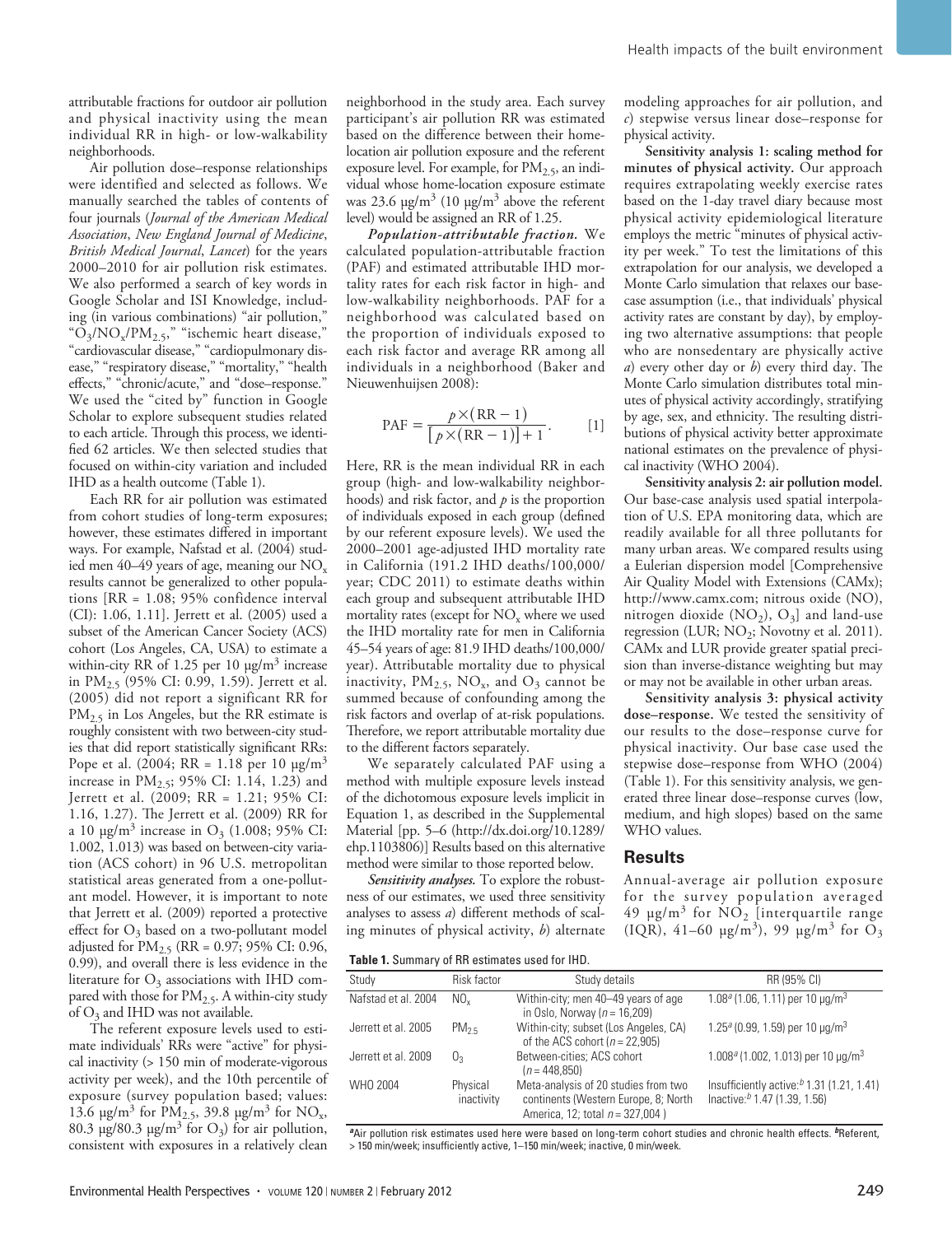attributable fractions for outdoor air pollution and physical inactivity using the mean individual RR in high- or low-walkability neighborhoods.

Air pollution dose–response relationships were identified and selected as follows. We manually searched the tables of contents of four journals (*Journal of the American Medical Association*, *New England Journal of Medicine*, *British Medical Journal*, *Lancet*) for the years 2000–2010 for air pollution risk estimates. We also performed a search of key words in Google Scholar and ISI Knowledge, including (in various combinations) "air pollution," "$O_3$/$NO_x$/$PM_{2.5}$," "ischemic heart disease," "cardiovascular disease," "cardiopulmonary disease," "respiratory disease," "mortality," "health effects," "chronic/acute," and "dose–response." We used the "cited by" function in Google Scholar to explore subsequent studies related to each article. Through this process, we identified 62 articles. We then selected studies that focused on within-city variation and included IHD as a health outcome (Table 1).

Each RR for air pollution was estimated from cohort studies of long-term exposures; however, these estimates differed in important ways. For example, Nafstad et al. (2004) studied men 40–49 years of age, meaning our $NO_x$ results cannot be generalized to other populations [RR = 1.08; 95% confidence interval (CI): 1.06, 1.11]. Jerrett et al. (2005) used a subset of the American Cancer Society (ACS) cohort (Los Angeles, CA, USA) to estimate a within-city RR of 1.25 per 10 μg/m$^3$ increase in $PM_{2.5}$ (95% CI: 0.99, 1.59). Jerrett et al. (2005) did not report a significant RR for $PM_{2.5}$ in Los Angeles, but the RR estimate is roughly consistent with two between-city studies that did report statistically significant RRs: Pope et al. (2004; RR = 1.18 per 10 μg/m$^3$ increase in $PM_{2.5}$; 95% CI: 1.14, 1.23) and Jerrett et al. (2009; RR = 1.21; 95% CI: 1.16, 1.27). The Jerrett et al. (2009) RR for a 10 μg/m$^3$ increase in $O_3$ (1.008; 95% CI: 1.002, 1.013) was based on between-city variation (ACS cohort) in 96 U.S. metropolitan statistical areas generated from a one-pollutant model. However, it is important to note that Jerrett et al. (2009) reported a protective effect for $O_3$ based on a two-pollutant model adjusted for $PM_{2.5}$ (RR = 0.97; 95% CI: 0.96, 0.99), and overall there is less evidence in the literature for $O_3$ associations with IHD compared with those for $PM_{2.5}$. A within-city study of $O_3$ and IHD was not available.

The referent exposure levels used to estimate individuals' RRs were "active" for physical inactivity (> 150 min of moderate-vigorous activity per week), and the 10th percentile of exposure (survey population based; values: 13.6 μg/m$^3$ for $PM_{2.5}$, 39.8 μg/m$^3$ for $NO_x$, 80.3 μg/80.3 μg/m$^3$ for $O_3$) for air pollution, consistent with exposures in a relatively clean neighborhood in the study area. Each survey participant's air pollution RR was estimated based on the difference between their home-location air pollution exposure and the referent exposure level. For example, for $PM_{2.5}$, an individual whose home-location exposure estimate was 23.6 μg/m$^3$ (10 μg/m$^3$ above the referent level) would be assigned an RR of 1.25.

***Population-attributable fraction.*** We calculated population-attributable fraction (PAF) and estimated attributable IHD mortality rates for each risk factor in high- and low-walkability neighborhoods. PAF for a neighborhood was calculated based on the proportion of individuals exposed to each risk factor and average RR among all individuals in a neighborhood (Baker and Nieuwenhuijsen 2008):

$$\text{PAF} = \frac{p \times (\text{RR} - 1)}{[p \times (\text{RR} - 1)] + 1}. \qquad [1]$$

Here, RR is the mean individual RR in each group (high- and low-walkability neighborhoods) and risk factor, and $p$ is the proportion of individuals exposed in each group (defined by our referent exposure levels). We used the 2000–2001 age-adjusted IHD mortality rate in California (191.2 IHD deaths/100,000/year; CDC 2011) to estimate deaths within each group and subsequent attributable IHD mortality rates (except for $NO_x$ where we used the IHD mortality rate for men in California 45–54 years of age: 81.9 IHD deaths/100,000/year). Attributable mortality due to physical inactivity, $PM_{2.5}$, $NO_x$, and $O_3$ cannot be summed because of confounding among the risk factors and overlap of at-risk populations. Therefore, we report attributable mortality due to the different factors separately.

We separately calculated PAF using a method with multiple exposure levels instead of the dichotomous exposure levels implicit in Equation 1, as described in the Supplemental Material [pp. 5–6 (http://dx.doi.org/10.1289/ehp.1103806)] Results based on this alternative method were similar to those reported below.

***Sensitivity analyses.*** To explore the robustness of our estimates, we used three sensitivity analyses to assess *a*) different methods of scaling minutes of physical activity, *b*) alternate modeling approaches for air pollution, and *c*) stepwise versus linear dose–response for physical activity.

**Sensitivity analysis 1: scaling method for minutes of physical activity.** Our approach requires extrapolating weekly exercise rates based on the 1-day travel diary because most physical activity epidemiological literature employs the metric "minutes of physical activity per week." To test the limitations of this extrapolation for our analysis, we developed a Monte Carlo simulation that relaxes our base-case assumption (i.e., that individuals' physical activity rates are constant by day), by employing two alternative assumptions: that people who are nonsedentary are physically active *a*) every other day or *b*) every third day. The Monte Carlo simulation distributes total minutes of physical activity accordingly, stratifying by age, sex, and ethnicity. The resulting distributions of physical activity better approximate national estimates on the prevalence of physical inactivity (WHO 2004).

**Sensitivity analysis 2: air pollution model.** Our base-case analysis used spatial interpolation of U.S. EPA monitoring data, which are readily available for all three pollutants for many urban areas. We compared results using a Eulerian dispersion model [Comprehensive Air Quality Model with Extensions (CAMx); http://www.camx.com; nitrous oxide (NO), nitrogen dioxide ($NO_2$), $O_3$] and land-use regression (LUR; $NO_2$; Novotny et al. 2011). CAMx and LUR provide greater spatial precision than inverse-distance weighting but may or may not be available in other urban areas.

**Sensitivity analysis 3: physical activity dose–response.** We tested the sensitivity of our results to the dose–response curve for physical inactivity. Our base case used the stepwise dose–response from WHO (2004) (Table 1). For this sensitivity analysis, we generated three linear dose–response curves (low, medium, and high slopes) based on the same WHO values.

## Results

Annual-average air pollution exposure for the survey population averaged 49 μg/m$^3$ for $NO_2$ [interquartile range (IQR), 41–60 μg/m$^3$), 99 μg/m$^3$ for $O_3$

**Table 1.** Summary of RR estimates used for IHD.

| Study | Risk factor | Study details | RR (95% CI) |
|---|---|---|---|
| Nafstad et al. 2004 | $NO_x$ | Within-city; men 40–49 years of age in Oslo, Norway ($n$ = 16,209) | 1.08[a] (1.06, 1.11) per 10 μg/m$^3$ |
| Jerrett et al. 2005 | $PM_{2.5}$ | Within-city; subset (Los Angeles, CA) of the ACS cohort ($n$ = 22,905) | 1.25[a] (0.99, 1.59) per 10 μg/m$^3$ |
| Jerrett et al. 2009 | $O_3$ | Between-cities; ACS cohort ($n$ = 448,850) | 1.008[a] (1.002, 1.013) per 10 μg/m$^3$ |
| WHO 2004 | Physical inactivity | Meta-analysis of 20 studies from two continents (Western Europe, 8; North America, 12; total $n$ = 327,004 ) | Insufficiently active:[b] 1.31 (1.21, 1.41) Inactive:[b] 1.47 (1.39, 1.56) |

[a]Air pollution risk estimates used here were based on long-term cohort studies and chronic health effects. [b]Referent, > 150 min/week; insufficiently active, 1–150 min/week; inactive, 0 min/week.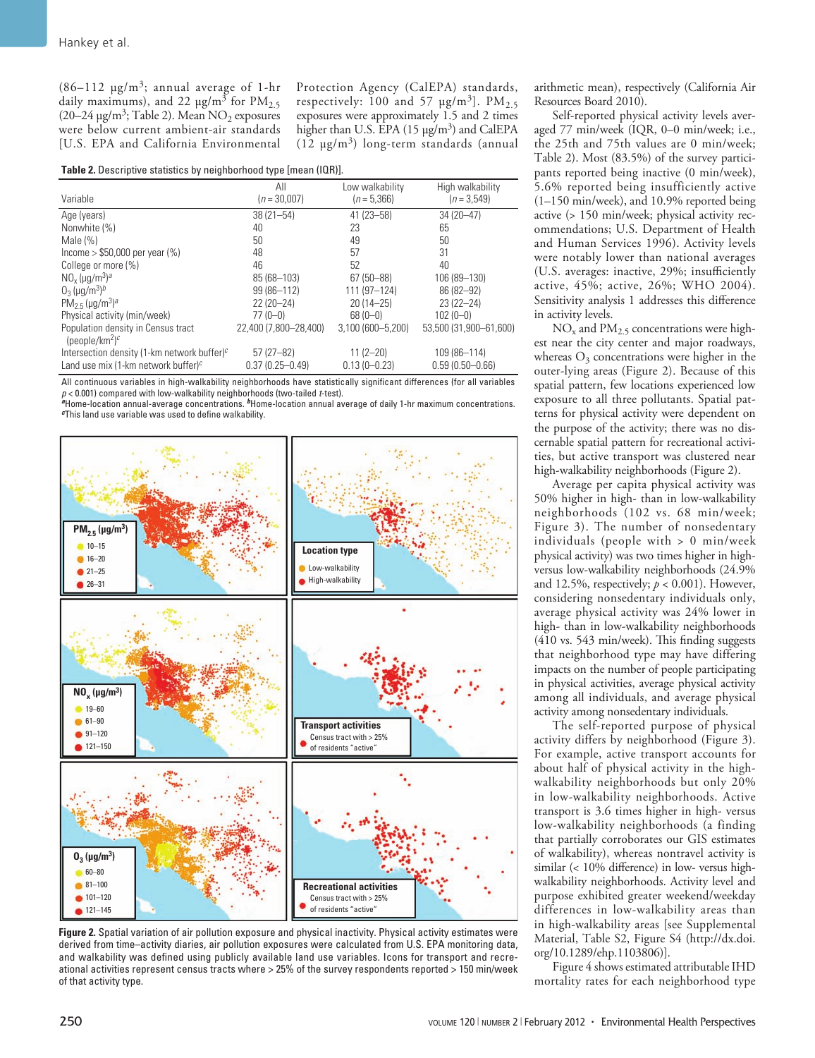(86–112 μg/m$^3$; annual average of 1-hr daily maximums), and 22 μg/m$^3$ for $PM_{2.5}$ (20–24 μg/m$^3$; Table 2). Mean $NO_2$ exposures were below current ambient-air standards [U.S. EPA and California Environmental Protection Agency (CalEPA) standards, respectively: 100 and 57 μg/m$^3$]. $PM_{2.5}$ exposures were approximately 1.5 and 2 times higher than U.S. EPA (15 μg/m$^3$) and CalEPA (12 μg/m$^3$) long-term standards (annual arithmetic mean), respectively (California Air Resources Board 2010).

**Table 2.** Descriptive statistics by neighborhood type [mean (IQR)].

| Variable | All ($n$ = 30,007) | Low walkability ($n$ = 5,366) | High walkability ($n$ = 3,549) |
|---|---|---|---|
| Age (years) | 38 (21–54) | 41 (23–58) | 34 (20–47) |
| Nonwhite (%) | 40 | 23 | 65 |
| Male (%) | 50 | 49 | 50 |
| Income > $50,000 per year (%) | 48 | 57 | 31 |
| College or more (%) | 46 | 52 | 40 |
| $NO_x$ (μg/m$^3$)[a] | 85 (68–103) | 67 (50–88) | 106 (89–130) |
| $O_3$ (μg/m$^3$)[b] | 99 (86–112) | 111 (97–124) | 86 (82–92) |
| $PM_{2.5}$ (μg/m$^3$)[a] | 22 (20–24) | 20 (14–25) | 23 (22–24) |
| Physical activity (min/week) | 77 (0–0) | 68 (0–0) | 102 (0–0) |
| Population density in Census tract (people/km$^2$)[c] | 22,400 (7,800–28,400) | 3,100 (600–5,200) | 53,500 (31,900–61,600) |
| Intersection density (1-km network buffer)[c] | 57 (27–82) | 11 (2–20) | 109 (86–114) |
| Land use mix (1-km network buffer)[c] | 0.37 (0.25–0.49) | 0.13 (0–0.23) | 0.59 (0.50–0.66) |

All continuous variables in high-walkability neighborhoods have statistically significant differences (for all variables $p$ < 0.001) compared with low-walkability neighborhoods (two-tailed $t$-test).
[a]Home-location annual-average concentrations. [b]Home-location annual average of daily 1-hr maximum concentrations.
[c]This land use variable was used to define walkability.

**Figure 2.** Spatial variation of air pollution exposure and physical inactivity. Physical activity estimates were derived from time–activity diaries, air pollution exposures were calculated from U.S. EPA monitoring data, and walkability was defined using publicly available land use variables. Icons for transport and recreational activities represent census tracts where > 25% of the survey respondents reported > 150 min/week of that activity type.

Self-reported physical activity levels averaged 77 min/week (IQR, 0–0 min/week; i.e., the 25th and 75th values are 0 min/week; Table 2). Most (83.5%) of the survey participants reported being inactive (0 min/week), 5.6% reported being insufficiently active (1–150 min/week), and 10.9% reported being active (> 150 min/week; physical activity recommendations; U.S. Department of Health and Human Services 1996). Activity levels were notably lower than national averages (U.S. averages: inactive, 29%; insufficiently active, 45%; active, 26%; WHO 2004). Sensitivity analysis 1 addresses this difference in activity levels.

$NO_x$ and $PM_{2.5}$ concentrations were highest near the city center and major roadways, whereas $O_3$ concentrations were higher in the outer-lying areas (Figure 2). Because of this spatial pattern, few locations experienced low exposure to all three pollutants. Spatial patterns for physical activity were dependent on the purpose of the activity; there was no discernable spatial pattern for recreational activities, but active transport was clustered near high-walkability neighborhoods (Figure 2).

Average per capita physical activity was 50% higher in high- than in low-walkability neighborhoods (102 vs. 68 min/week; Figure 3). The number of nonsedentary individuals (people with > 0 min/week physical activity) was two times higher in high- versus low-walkability neighborhoods (24.9% and 12.5%, respectively; $p$ < 0.001). However, considering nonsedentary individuals only, average physical activity was 24% lower in high- than in low-walkability neighborhoods (410 vs. 543 min/week). This finding suggests that neighborhood type may have differing impacts on the number of people participating in physical activities, average physical activity among all individuals, and average physical activity among nonsedentary individuals.

The self-reported purpose of physical activity differs by neighborhood (Figure 3). For example, active transport accounts for about half of physical activity in the high-walkability neighborhoods but only 20% in low-walkability neighborhoods. Active transport is 3.6 times higher in high- versus low-walkability neighborhoods (a finding that partially corroborates our GIS estimates of walkability), whereas nontravel activity is similar (< 10% difference) in low- versus high-walkability neighborhoods. Activity level and purpose exhibited greater weekend/weekday differences in low-walkability areas than in high-walkability areas [see Supplemental Material, Table S2, Figure S4 (http://dx.doi.org/10.1289/ehp.1103806)].

Figure 4 shows estimated attributable IHD mortality rates for each neighborhood type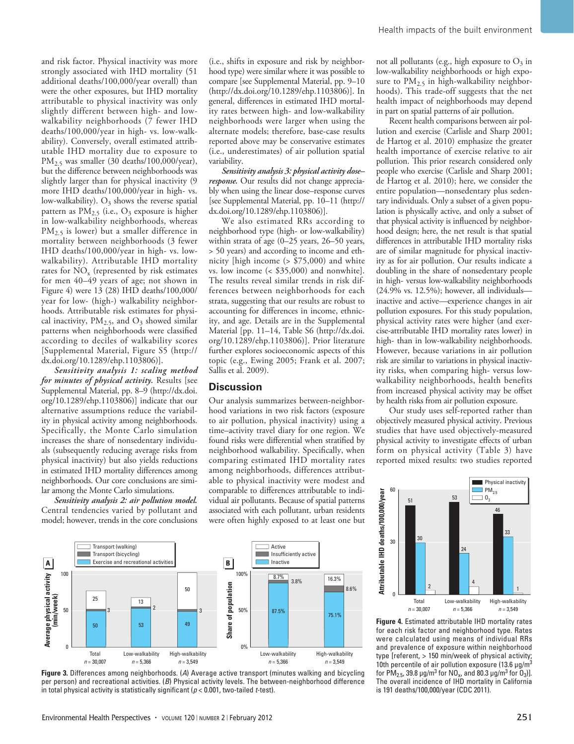and risk factor. Physical inactivity was more strongly associated with IHD mortality (51 additional deaths/100,000/year overall) than were the other exposures, but IHD mortality attributable to physical inactivity was only slightly different between high- and low-walkability neighborhoods (7 fewer IHD deaths/100,000/year in high- vs. low-walkability). Conversely, overall estimated attributable IHD mortality due to exposure to $PM_{2.5}$ was smaller (30 deaths/100,000/year), but the difference between neighborhoods was slightly larger than for physical inactivity (9 more IHD deaths/100,000/year in high- vs. low-walkability). $O_3$ shows the reverse spatial pattern as $PM_{2.5}$ (i.e., $O_3$ exposure is higher in low-walkability neighborhoods, whereas $PM_{2.5}$ is lower) but a smaller difference in mortality between neighborhoods (3 fewer IHD deaths/100,000/year in high- vs. low-walkability). Attributable IHD mortality rates for $NO_x$ (represented by risk estimates for men 40–49 years of age; not shown in Figure 4) were 13 (28) IHD deaths/100,000/year for low- (high-) walkability neighborhoods. Attributable risk estimates for physical inactivity, $PM_{2.5}$, and $O_3$ showed similar patterns when neighborhoods were classified according to deciles of walkability scores [Supplemental Material, Figure S5 (http://dx.doi.org/10.1289/ehp.1103806)].

*Sensitivity analysis 1: scaling method for minutes of physical activity.* Results [see Supplemental Material, pp. 8–9 (http://dx.doi.org/10.1289/ehp.1103806)] indicate that our alternative assumptions reduce the variability in physical activity among neighborhoods. Specifically, the Monte Carlo simulation increases the share of nonsedentary individuals (subsequently reducing average risks from physical inactivity) but also yields reductions in estimated IHD mortality differences among neighborhoods. Our core conclusions are similar among the Monte Carlo simulations.

*Sensitivity analysis 2: air pollution model.* Central tendencies varied by pollutant and model; however, trends in the core conclusions (i.e., shifts in exposure and risk by neighborhood type) were similar where it was possible to compare [see Supplemental Material, pp. 9–10 (http://dx.doi.org/10.1289/ehp.1103806)]. In general, differences in estimated IHD mortality rates between high- and low-walkability neighborhoods were larger when using the alternate models; therefore, base-case results reported above may be conservative estimates (i.e., underestimates) of air pollution spatial variability.

*Sensitivity analysis 3: physical activity dose–response.* Our results did not change appreciably when using the linear dose–response curves [see Supplemental Material, pp. 10–11 (http://dx.doi.org/10.1289/ehp.1103806)].

We also estimated RRs according to neighborhood type (high- or low-walkability) within strata of age (0–25 years, 26–50 years, > 50 years) and according to income and ethnicity [high income (> $75,000) and white vs. low income (< $35,000) and nonwhite]. The results reveal similar trends in risk differences between neighborhoods for each strata, suggesting that our results are robust to accounting for differences in income, ethnicity, and age. Details are in the Supplemental Material [pp. 11–14, Table S6 (http://dx.doi.org/10.1289/ehp.1103806)]. Prior literature further explores socioeconomic aspects of this topic (e.g., Ewing 2005; Frank et al. 2007; Sallis et al. 2009).

## Discussion

Our analysis summarizes between-neighborhood variations in two risk factors (exposure to air pollution, physical inactivity) using a time–activity travel diary for one region. We found risks were differential when stratified by neighborhood walkability. Specifically, when comparing estimated IHD mortality rates among neighborhoods, differences attributable to physical inactivity were modest and comparable to differences attributable to individual air pollutants. Because of spatial patterns associated with each pollutant, urban residents were often highly exposed to at least one but not all pollutants (e.g., high exposure to $O_3$ in low-walkability neighborhoods or high exposure to $PM_{2.5}$ in high-walkability neighborhoods). This trade-off suggests that the net health impact of neighborhoods may depend in part on spatial patterns of air pollution.

Recent health comparisons between air pollution and exercise (Carlisle and Sharp 2001; de Hartog et al. 2010) emphasize the greater health importance of exercise relative to air pollution. This prior research considered only people who exercise (Carlisle and Sharp 2001; de Hartog et al. 2010); here, we consider the entire population—nonsedentary plus sedentary individuals. Only a subset of a given population is physically active, and only a subset of that physical activity is influenced by neighborhood design; here, the net result is that spatial differences in attributable IHD mortality risks are of similar magnitude for physical inactivity as for air pollution. Our results indicate a doubling in the share of nonsedentary people in high- versus low-walkability neighborhoods (24.9% vs. 12.5%); however, all individuals—inactive and active—experience changes in air pollution exposures. For this study population, physical activity rates were higher (and exercise-attributable IHD mortality rates lower) in high- than in low-walkability neighborhoods. However, because variations in air pollution risk are similar to variations in physical inactivity risks, when comparing high- versus low-walkability neighborhoods, health benefits from increased physical activity may be offset by health risks from air pollution exposure.

Our study uses self-reported rather than objectively measured physical activity. Previous studies that have used objectively-measured physical activity to investigate effects of urban form on physical activity (Table 3) have reported mixed results: two studies reported

**Figure 3.** Differences among neighborhoods. (*A*) Average active transport (minutes walking and bicycling per person) and recreational activities. (*B*) Physical activity levels. The between-neighborhood difference in total physical activity is statistically significant ($p < 0.001$, two-tailed *t*-test).

**Figure 4.** Estimated attributable IHD mortality rates for each risk factor and neighborhood type. Rates were calculated using means of individual RRs and prevalence of exposure within neighborhood type [referent, > 150 min/week of physical activity; 10th percentile of air pollution exposure (13.6 μg/m$^3$ for $PM_{2.5}$, 39.8 μg/m$^3$ for $NO_x$, and 80.3 μg/m$^3$ for $O_3$)]. The overall incidence of IHD mortality in California is 191 deaths/100,000/year (CDC 2011).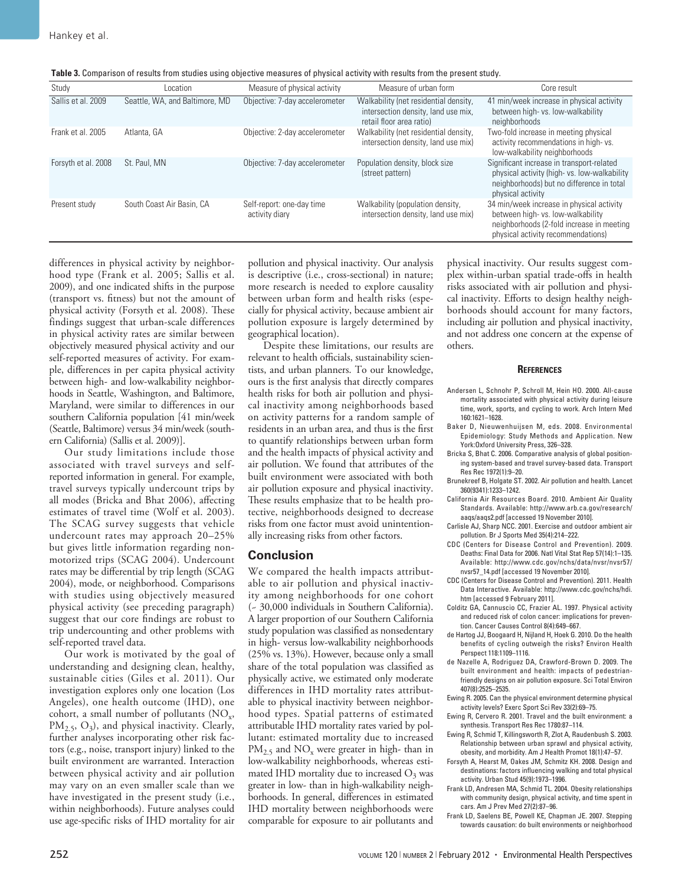**Table 3.** Comparison of results from studies using objective measures of physical activity with results from the present study.

| Study | Location | Measure of physical activity | Measure of urban form | Core result |
|---|---|---|---|---|
| Sallis et al. 2009 | Seattle, WA, and Baltimore, MD | Objective: 7-day accelerometer | Walkability (net residential density, intersection density, land use mix, retail floor area ratio) | 41 min/week increase in physical activity between high- vs. low-walkability neighborhoods |
| Frank et al. 2005 | Atlanta, GA | Objective: 2-day accelerometer | Walkability (net residential density, intersection density, land use mix) | Two-fold increase in meeting physical activity recommendations in high- vs. low-walkability neighborhoods |
| Forsyth et al. 2008 | St. Paul, MN | Objective: 7-day accelerometer | Population density, block size (street pattern) | Significant increase in transport-related physical activity (high- vs. low-walkability neighborhoods) but no difference in total physical activity |
| Present study | South Coast Air Basin, CA | Self-report: one-day time activity diary | Walkability (population density, intersection density, land use mix) | 34 min/week increase in physical activity between high- vs. low-walkability neighborhoods (2-fold increase in meeting physical activity recommendations) |

differences in physical activity by neighborhood type (Frank et al. 2005; Sallis et al. 2009), and one indicated shifts in the purpose (transport vs. fitness) but not the amount of physical activity (Forsyth et al. 2008). These findings suggest that urban-scale differences in physical activity rates are similar between objectively measured physical activity and our self-reported measures of activity. For example, differences in per capita physical activity between high- and low-walkability neighborhoods in Seattle, Washington, and Baltimore, Maryland, were similar to differences in our southern California population [41 min/week (Seattle, Baltimore) versus 34 min/week (southern California) (Sallis et al. 2009)].

Our study limitations include those associated with travel surveys and self-reported information in general. For example, travel surveys typically undercount trips by all modes (Bricka and Bhat 2006), affecting estimates of travel time (Wolf et al. 2003). The SCAG survey suggests that vehicle undercount rates may approach 20–25% but gives little information regarding nonmotorized trips (SCAG 2004). Undercount rates may be differential by trip length (SCAG 2004), mode, or neighborhood. Comparisons with studies using objectively measured physical activity (see preceding paragraph) suggest that our core findings are robust to trip undercounting and other problems with self-reported travel data.

Our work is motivated by the goal of understanding and designing clean, healthy, sustainable cities (Giles et al. 2011). Our investigation explores only one location (Los Angeles), one health outcome (IHD), one cohort, a small number of pollutants ($NO_x$, $PM_{2.5}$, $O_3$), and physical inactivity. Clearly, further analyses incorporating other risk factors (e.g., noise, transport injury) linked to the built environment are warranted. Interaction between physical activity and air pollution may vary on an even smaller scale than we have investigated in the present study (i.e., within neighborhoods). Future analyses could use age-specific risks of IHD mortality for air pollution and physical inactivity. Our analysis is descriptive (i.e., cross-sectional) in nature; more research is needed to explore causality between urban form and health risks (especially for physical activity, because ambient air pollution exposure is largely determined by geographical location).

Despite these limitations, our results are relevant to health officials, sustainability scientists, and urban planners. To our knowledge, ours is the first analysis that directly compares health risks for both air pollution and physical inactivity among neighborhoods based on activity patterns for a random sample of residents in an urban area, and thus is the first to quantify relationships between urban form and the health impacts of physical activity and air pollution. We found that attributes of the built environment were associated with both air pollution exposure and physical inactivity. These results emphasize that to be health protective, neighborhoods designed to decrease risks from one factor must avoid unintentionally increasing risks from other factors.

## Conclusion

We compared the health impacts attributable to air pollution and physical inactivity among neighborhoods for one cohort (~ 30,000 individuals in Southern California). A larger proportion of our Southern California study population was classified as nonsedentary in high- versus low-walkability neighborhoods (25% vs. 13%). However, because only a small share of the total population was classified as physically active, we estimated only moderate differences in IHD mortality rates attributable to physical inactivity between neighborhood types. Spatial patterns of estimated attributable IHD mortality rates varied by pollutant: estimated mortality due to increased $PM_{2.5}$ and $NO_x$ were greater in high- than in low-walkability neighborhoods, whereas estimated IHD mortality due to increased $O_3$ was greater in low- than in high-walkability neighborhoods. In general, differences in estimated IHD mortality between neighborhoods were comparable for exposure to air pollutants and physical inactivity. Our results suggest complex within-urban spatial trade-offs in health risks associated with air pollution and physical inactivity. Efforts to design healthy neighborhoods should account for many factors, including air pollution and physical inactivity, and not address one concern at the expense of others.

## References

Andersen L, Schnohr P, Schroll M, Hein HO. 2000. All-cause mortality associated with physical activity during leisure time, work, sports, and cycling to work. Arch Intern Med 160:1621–1628.

Baker D, Nieuwenhuijsen M, eds. 2008. Environmental Epidemiology: Study Methods and Application. New York:Oxford University Press, 326–328.

Bricka S, Bhat C. 2006. Comparative analysis of global positioning system-based and travel survey-based data. Transport Res Rec 1972(1):9–20.

Brunekreef B, Holgate ST. 2002. Air pollution and health. Lancet 360(9341):1233–1242.

California Air Resources Board. 2010. Ambient Air Quality Standards. Available: http://www.arb.ca.gov/research/aaqs/aaqs2.pdf [accessed 19 November 2010].

Carlisle AJ, Sharp NCC. 2001. Exercise and outdoor ambient air pollution. Br J Sports Med 35(4):214–222.

CDC (Centers for Disease Control and Prevention). 2009. Deaths: Final Data for 2006. Natl Vital Stat Rep 57(14):1–135. Available: http://www.cdc.gov/nchs/data/nvsr/nvsr57/nvsr57_14.pdf [accessed 19 November 2010].

CDC (Centers for Disease Control and Prevention). 2011. Health Data Interactive. Available: http://www.cdc.gov/nchs/hdi.htm [accessed 9 February 2011].

Colditz GA, Cannuscio CC, Frazier AL. 1997. Physical activity and reduced risk of colon cancer: implications for prevention. Cancer Causes Control 8(4):649–667.

de Hartog JJ, Boogaard H, Nijland H, Hoek G. 2010. Do the health benefits of cycling outweigh the risks? Environ Health Perspect 118:1109–1116.

de Nazelle A, Rodriguez DA, Crawford-Brown D. 2009. The built environment and health: impacts of pedestrian-friendly designs on air pollution exposure. Sci Total Environ 407(8):2525–2535.

Ewing R. 2005. Can the physical environment determine physical activity levels? Exerc Sport Sci Rev 33(2):69–75.

Ewing R, Cervero R. 2001. Travel and the built environment: a synthesis. Transport Res Rec 1780:87–114.

Ewing R, Schmid T, Killingsworth R, Zlot A, Raudenbush S. 2003. Relationship between urban sprawl and physical activity, obesity, and morbidity. Am J Health Promot 18(1):47–57.

Forsyth A, Hearst M, Oakes JM, Schmitz KH. 2008. Design and destinations: factors influencing walking and total physical activity. Urban Stud 45(9):1973–1996.

Frank LD, Andresen MA, Schmid TL. 2004. Obesity relationships with community design, physical activity, and time spent in cars. Am J Prev Med 27(2):87–96.

Frank LD, Saelens BE, Powell KE, Chapman JE. 2007. Stepping towards causation: do built environments or neighborhood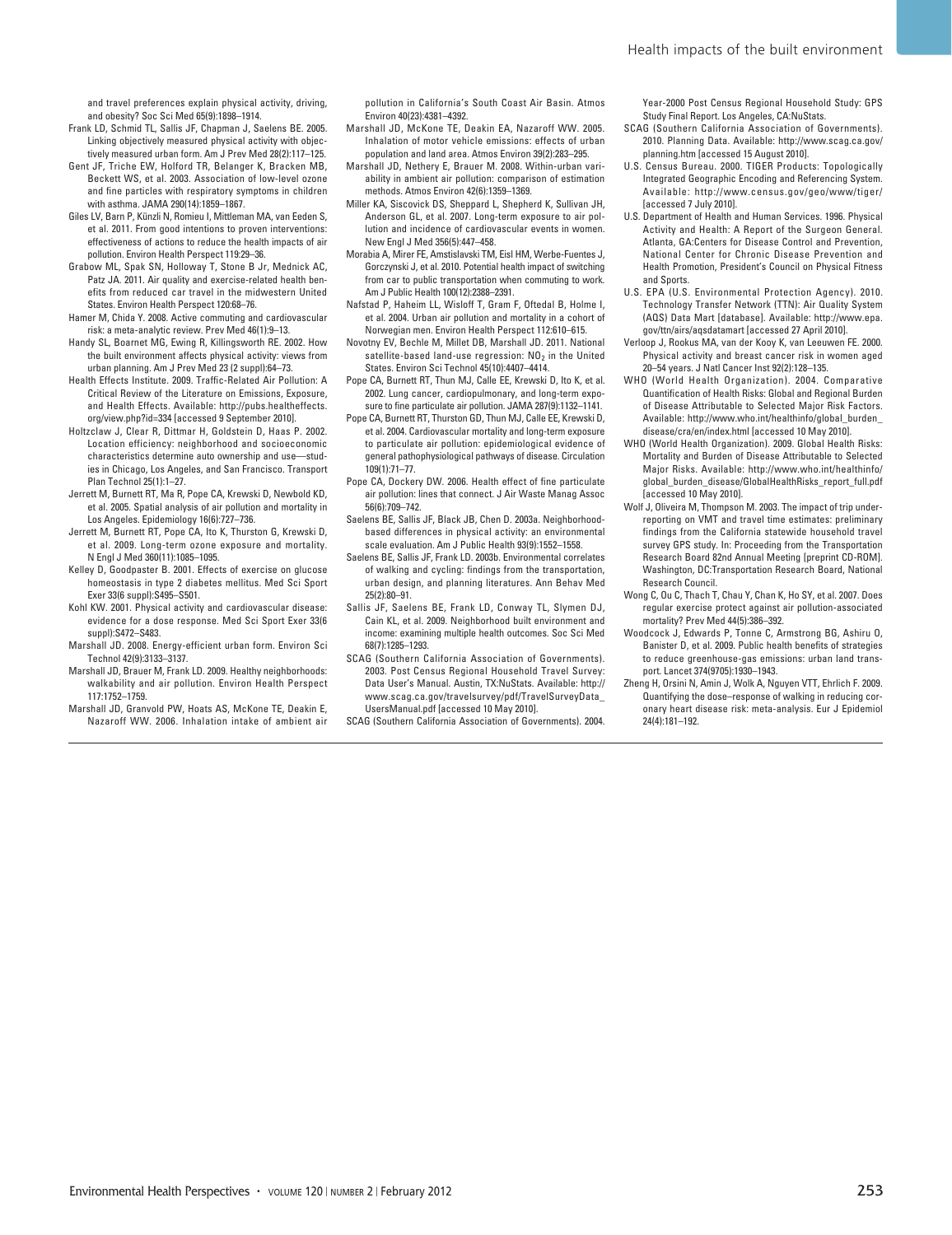and travel preferences explain physical activity, driving, and obesity? Soc Sci Med 65(9):1898–1914.

Frank LD, Schmid TL, Sallis JF, Chapman J, Saelens BE. 2005. Linking objectively measured physical activity with objectively measured urban form. Am J Prev Med 28(2):117–125.

Gent JF, Triche EW, Holford TR, Belanger K, Bracken MB, Beckett WS, et al. 2003. Association of low-level ozone and fine particles with respiratory symptoms in children with asthma. JAMA 290(14):1859–1867.

Giles LV, Barn P, Künzli N, Romieu I, Mittleman MA, van Eeden S, et al. 2011. From good intentions to proven interventions: effectiveness of actions to reduce the health impacts of air pollution. Environ Health Perspect 119:29–36.

Grabow ML, Spak SN, Holloway T, Stone B Jr, Mednick AC, Patz JA. 2011. Air quality and exercise-related health benefits from reduced car travel in the midwestern United States. Environ Health Perspect 120:68–76.

Hamer M, Chida Y. 2008. Active commuting and cardiovascular risk: a meta-analytic review. Prev Med 46(1):9–13.

Handy SL, Boarnet MG, Ewing R, Killingsworth RE. 2002. How the built environment affects physical activity: views from urban planning. Am J Prev Med 23 (2 suppl):64–73.

Health Effects Institute. 2009. Traffic-Related Air Pollution: A Critical Review of the Literature on Emissions, Exposure, and Health Effects. Available: http://pubs.healtheffects.org/view.php?id=334 [accessed 9 September 2010].

Holtzclaw J, Clear R, Dittmar H, Goldstein D, Haas P. 2002. Location efficiency: neighborhood and socioeconomic characteristics determine auto ownership and use—studies in Chicago, Los Angeles, and San Francisco. Transport Plan Technol 25(1):1–27.

Jerrett M, Burnett RT, Ma R, Pope CA, Krewski D, Newbold KD, et al. 2005. Spatial analysis of air pollution and mortality in Los Angeles. Epidemiology 16(6):727–736.

Jerrett M, Burnett RT, Pope CA, Ito K, Thurston G, Krewski D, et al. 2009. Long-term ozone exposure and mortality. N Engl J Med 360(11):1085–1095.

Kelley D, Goodpaster B. 2001. Effects of exercise on glucose homeostasis in type 2 diabetes mellitus. Med Sci Sport Exer 33(6 suppl):S495–S501.

Kohl KW. 2001. Physical activity and cardiovascular disease: evidence for a dose response. Med Sci Sport Exer 33(6 suppl):S472–S483.

Marshall JD. 2008. Energy-efficient urban form. Environ Sci Technol 42(9):3133–3137.

Marshall JD, Brauer M, Frank LD. 2009. Healthy neighborhoods: walkability and air pollution. Environ Health Perspect 117:1752–1759.

Marshall JD, Granvold PW, Hoats AS, McKone TE, Deakin E, Nazaroff WW. 2006. Inhalation intake of ambient air pollution in California's South Coast Air Basin. Atmos Environ 40(23):4381–4392.

Marshall JD, McKone TE, Deakin EA, Nazaroff WW. 2005. Inhalation of motor vehicle emissions: effects of urban population and land area. Atmos Environ 39(2):283–295.

Marshall JD, Nethery E, Brauer M. 2008. Within-urban variability in ambient air pollution: comparison of estimation methods. Atmos Environ 42(6):1359–1369.

Miller KA, Siscovick DS, Sheppard L, Shepherd K, Sullivan JH, Anderson GL, et al. 2007. Long-term exposure to air pollution and incidence of cardiovascular events in women. New Engl J Med 356(5):447–458.

Morabia A, Mirer FE, Amstislavski TM, Eisl HM, Werbe-Fuentes J, Gorczynski J, et al. 2010. Potential health impact of switching from car to public transportation when commuting to work. Am J Public Health 100(12):2388–2391.

Nafstad P, Haheim LL, Wisloff T, Gram F, Oftedal B, Holme I, et al. 2004. Urban air pollution and mortality in a cohort of Norwegian men. Environ Health Perspect 112:610–615.

Novotny EV, Bechle M, Millet DB, Marshall JD. 2011. National satellite-based land-use regression: $NO_2$ in the United States. Environ Sci Technol 45(10):4407–4414.

Pope CA, Burnett RT, Thun MJ, Calle EE, Krewski D, Ito K, et al. 2002. Lung cancer, cardiopulmonary, and long-term exposure to fine particulate air pollution. JAMA 287(9):1132–1141.

Pope CA, Burnett RT, Thurston GD, Thun MJ, Calle EE, Krewski D, et al. 2004. Cardiovascular mortality and long-term exposure to particulate air pollution: epidemiological evidence of general pathophysiological pathways of disease. Circulation 109(1):71–77.

Pope CA, Dockery DW. 2006. Health effect of fine particulate air pollution: lines that connect. J Air Waste Manag Assoc 56(6):709–742.

Saelens BE, Sallis JF, Black JB, Chen D. 2003a. Neighborhood-based differences in physical activity: an environmental scale evaluation. Am J Public Health 93(9):1552–1558.

Saelens BE, Sallis JF, Frank LD. 2003b. Environmental correlates of walking and cycling: findings from the transportation, urban design, and planning literatures. Ann Behav Med 25(2):80–91.

Sallis JF, Saelens BE, Frank LD, Conway TL, Slymen DJ, Cain KL, et al. 2009. Neighborhood built environment and income: examining multiple health outcomes. Soc Sci Med 68(7):1285–1293.

SCAG (Southern California Association of Governments). 2003. Post Census Regional Household Travel Survey: Data User's Manual. Austin, TX:NuStats. Available: http://www.scag.ca.gov/travelsurvey/pdf/TravelSurveyData_UsersManual.pdf [accessed 10 May 2010].

SCAG (Southern California Association of Governments). 2004. Year-2000 Post Census Regional Household Study: GPS Study Final Report. Los Angeles, CA:NuStats.

SCAG (Southern California Association of Governments). 2010. Planning Data. Available: http://www.scag.ca.gov/planning.htm [accessed 15 August 2010].

U.S. Census Bureau. 2000. TIGER Products: Topologically Integrated Geographic Encoding and Referencing System. Available: http://www.census.gov/geo/www/tiger/ [accessed 7 July 2010].

U.S. Department of Health and Human Services. 1996. Physical Activity and Health: A Report of the Surgeon General. Atlanta, GA:Centers for Disease Control and Prevention, National Center for Chronic Disease Prevention and Health Promotion, President's Council on Physical Fitness and Sports.

U.S. EPA (U.S. Environmental Protection Agency). 2010. Technology Transfer Network (TTN): Air Quality System (AQS) Data Mart [database]. Available: http://www.epa.gov/ttn/airs/aqsdatamart [accessed 27 April 2010].

Verloop J, Rookus MA, van der Kooy K, van Leeuwen FE. 2000. Physical activity and breast cancer risk in women aged 20–54 years. J Natl Cancer Inst 92(2):128–135.

WHO (World Health Organization). 2004. Comparative Quantification of Health Risks: Global and Regional Burden of Disease Attributable to Selected Major Risk Factors. Available: http://www.who.int/healthinfo/global_burden_disease/cra/en/index.html [accessed 10 May 2010].

WHO (World Health Organization). 2009. Global Health Risks: Mortality and Burden of Disease Attributable to Selected Major Risks. Available: http://www.who.int/healthinfo/global_burden_disease/GlobalHealthRisks_report_full.pdf [accessed 10 May 2010].

Wolf J, Oliveira M, Thompson M. 2003. The impact of trip underreporting on VMT and travel time estimates: preliminary findings from the California statewide household travel survey GPS study. In: Proceeding from the Transportation Research Board 82nd Annual Meeting [preprint CD-ROM]. Washington, DC:Transportation Research Board, National Research Council.

Wong C, Ou C, Thach T, Chau Y, Chan K, Ho SY, et al. 2007. Does regular exercise protect against air pollution-associated mortality? Prev Med 44(5):386–392.

Woodcock J, Edwards P, Tonne C, Armstrong BG, Ashiru O, Banister D, et al. 2009. Public health benefits of strategies to reduce greenhouse-gas emissions: urban land transport. Lancet 374(9705):1930–1943.

Zheng H, Orsini N, Amin J, Wolk A, Nguyen VTT, Ehrlich F. 2009. Quantifying the dose–response of walking in reducing coronary heart disease risk: meta-analysis. Eur J Epidemiol 24(4):181–192.